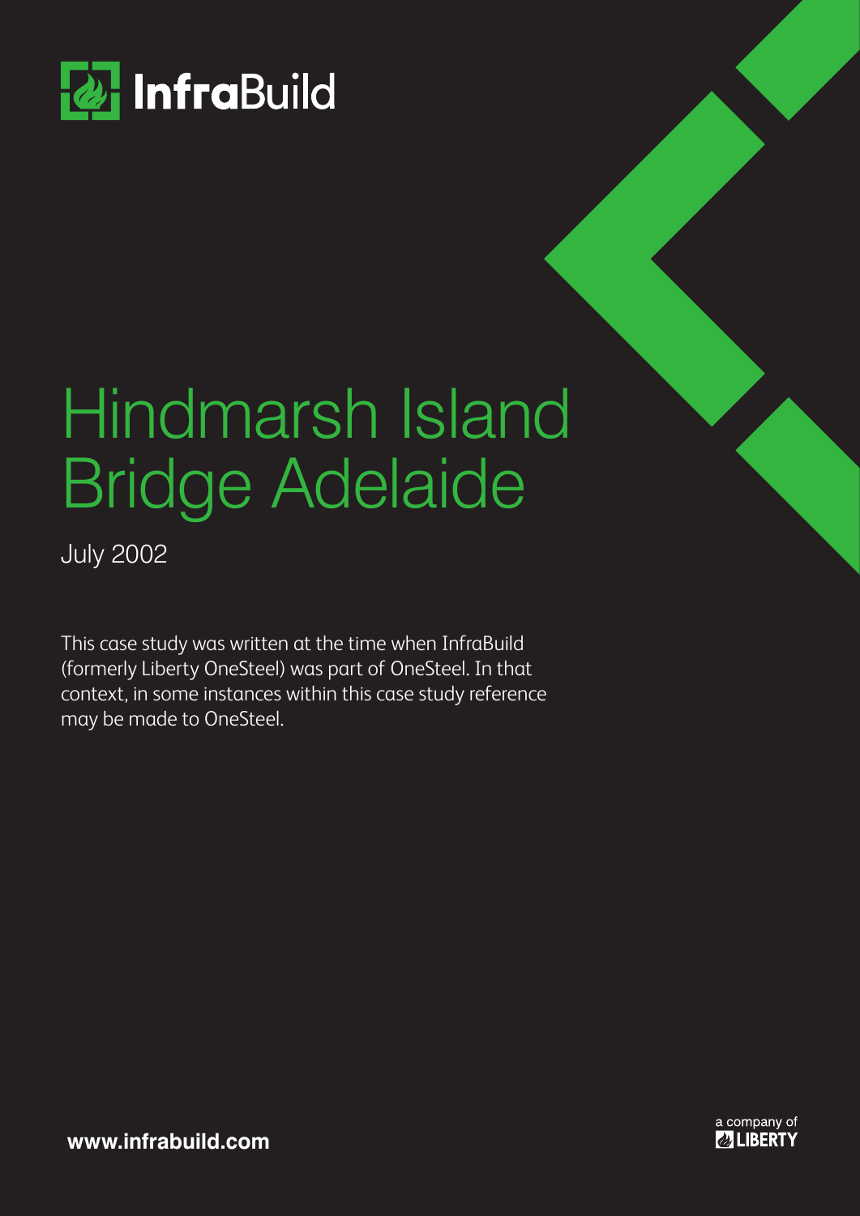InfraBuild

# Hindmarsh Island Bridge Adelaide

July 2002

This case study was written at the time when InfraBuild (formerly Liberty OneSteel) was part of OneSteel. In that context, in some instances within this case study reference may be made to OneSteel.

www.infrabuild.com

a company of LIBERTY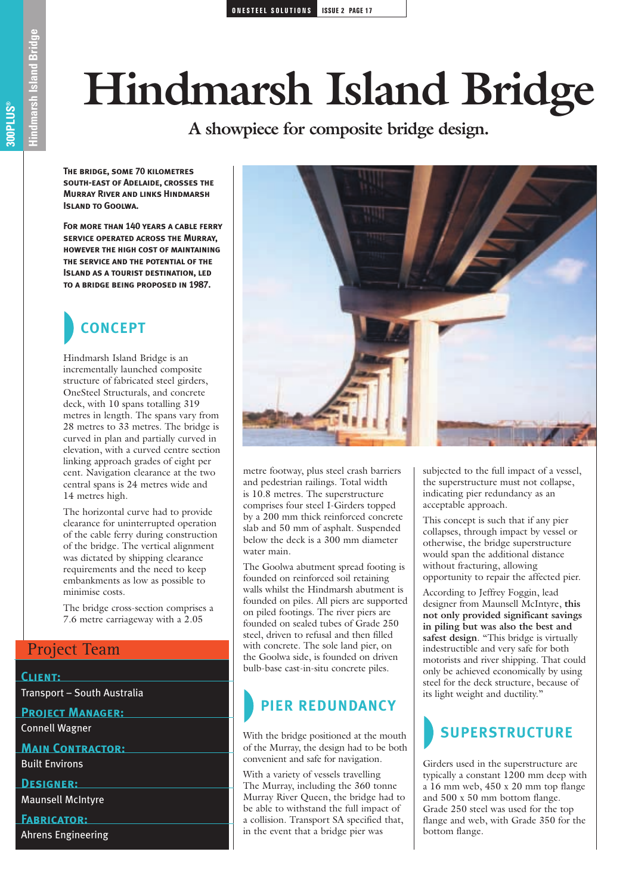# Hindmarsh Island Bridge

## A showpiece for composite bridge design.

**The bridge, some 70 kilometres south-east of Adelaide, crosses the Murray River and links Hindmarsh Island to Goolwa.**

**For more than 140 years a cable ferry service operated across the Murray, however the high cost of maintaining the service and the potential of the Island as a tourist destination, led to a bridge being proposed in 1987.**

## CONCEPT

Hindmarsh Island Bridge is an incrementally launched composite structure of fabricated steel girders, OneSteel Structurals, and concrete deck, with 10 spans totalling 319 metres in length. The spans vary from 28 metres to 33 metres. The bridge is curved in plan and partially curved in elevation, with a curved centre section linking approach grades of eight per cent. Navigation clearance at the two central spans is 24 metres wide and 14 metres high.

The horizontal curve had to provide clearance for uninterrupted operation of the cable ferry during construction of the bridge. The vertical alignment was dictated by shipping clearance requirements and the need to keep embankments as low as possible to minimise costs.

The bridge cross-section comprises a 7.6 metre carriageway with a 2.05 metre footway, plus steel crash barriers and pedestrian railings. Total width is 10.8 metres. The superstructure comprises four steel I-Girders topped by a 200 mm thick reinforced concrete slab and 50 mm of asphalt. Suspended below the deck is a 300 mm diameter water main.

The Goolwa abutment spread footing is founded on reinforced soil retaining walls whilst the Hindmarsh abutment is founded on piles. All piers are supported on piled footings. The river piers are founded on sealed tubes of Grade 250 steel, driven to refusal and then filled with concrete. The sole land pier, on the Goolwa side, is founded on driven bulb-base cast-in-situ concrete piles.

## PIER REDUNDANCY

With the bridge positioned at the mouth of the Murray, the design had to be both convenient and safe for navigation.

With a variety of vessels travelling The Murray, including the 360 tonne Murray River Queen, the bridge had to be able to withstand the full impact of a collision. Transport SA specified that, in the event that a bridge pier was subjected to the full impact of a vessel, the superstructure must not collapse, indicating pier redundancy as an acceptable approach.

This concept is such that if any pier collapses, through impact by vessel or otherwise, the bridge superstructure would span the additional distance without fracturing, allowing opportunity to repair the affected pier.

According to Jeffrey Foggin, lead designer from Maunsell McIntyre, **this not only provided significant savings in piling but was also the best and safest design**. "This bridge is virtually indestructible and very safe for both motorists and river shipping. That could only be achieved economically by using steel for the deck structure, because of its light weight and ductility."

## SUPERSTRUCTURE

Girders used in the superstructure are typically a constant 1200 mm deep with a 16 mm web, 450 x 20 mm top flange and 500 x 50 mm bottom flange. Grade 250 steel was used for the top flange and web, with Grade 350 for the bottom flange.

## Project Team

**Client:**
Transport – South Australia

**Project Manager:**
Connell Wagner

**Main Contractor:**
Built Environs

**Designer:**
Maunsell McIntyre

**Fabricator:**
Ahrens Engineering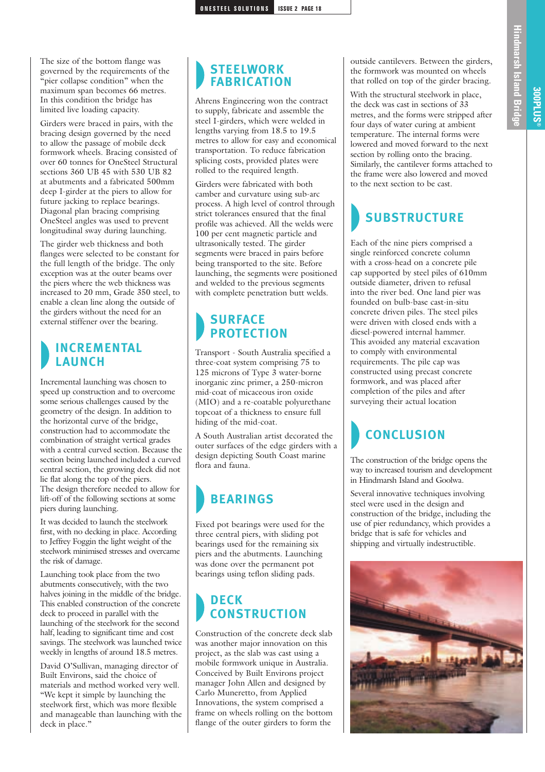The size of the bottom flange was governed by the requirements of the "pier collapse condition" when the maximum span becomes 66 metres. In this condition the bridge has limited live loading capacity.

Girders were braced in pairs, with the bracing design governed by the need to allow the passage of mobile deck formwork wheels. Bracing consisted of over 60 tonnes for OneSteel Structural sections 360 UB 45 with 530 UB 82 at abutments and a fabricated 500mm deep I-girder at the piers to allow for future jacking to replace bearings. Diagonal plan bracing comprising OneSteel angles was used to prevent longitudinal sway during launching.

The girder web thickness and both flanges were selected to be constant for the full length of the bridge. The only exception was at the outer beams over the piers where the web thickness was increased to 20 mm, Grade 350 steel, to enable a clean line along the outside of the girders without the need for an external stiffener over the bearing.

## INCREMENTAL LAUNCH

Incremental launching was chosen to speed up construction and to overcome some serious challenges caused by the geometry of the design. In addition to the horizontal curve of the bridge, construction had to accommodate the combination of straight vertical grades with a central curved section. Because the section being launched included a curved central section, the growing deck did not lie flat along the top of the piers. The design therefore needed to allow for lift-off of the following sections at some piers during launching.

It was decided to launch the steelwork first, with no decking in place. According to Jeffrey Foggin the light weight of the steelwork minimised stresses and overcame the risk of damage.

Launching took place from the two abutments consecutively, with the two halves joining in the middle of the bridge. This enabled construction of the concrete deck to proceed in parallel with the launching of the steelwork for the second half, leading to significant time and cost savings. The steelwork was launched twice weekly in lengths of around 18.5 metres.

David O'Sullivan, managing director of Built Environs, said the choice of materials and method worked very well. "We kept it simple by launching the steelwork first, which was more flexible and manageable than launching with the deck in place."

## STEELWORK FABRICATION

Ahrens Engineering won the contract to supply, fabricate and assemble the steel I-girders, which were welded in lengths varying from 18.5 to 19.5 metres to allow for easy and economical transportation. To reduce fabrication splicing costs, provided plates were rolled to the required length.

Girders were fabricated with both camber and curvature using sub-arc process. A high level of control through strict tolerances ensured that the final profile was achieved. All the welds were 100 per cent magnetic particle and ultrasonically tested. The girder segments were braced in pairs before being transported to the site. Before launching, the segments were positioned and welded to the previous segments with complete penetration butt welds.

## SURFACE PROTECTION

Transport - South Australia specified a three-coat system comprising 75 to 125 microns of Type 3 water-borne inorganic zinc primer, a 250-micron mid-coat of micaceous iron oxide (MIO) and a re-coatable polyurethane topcoat of a thickness to ensure full hiding of the mid-coat.

A South Australian artist decorated the outer surfaces of the edge girders with a design depicting South Coast marine flora and fauna.

## BEARINGS

Fixed pot bearings were used for the three central piers, with sliding pot bearings used for the remaining six piers and the abutments. Launching was done over the permanent pot bearings using teflon sliding pads.

## DECK CONSTRUCTION

Construction of the concrete deck slab was another major innovation on this project, as the slab was cast using a mobile formwork unique in Australia. Conceived by Built Environs project manager John Allen and designed by Carlo Muneretto, from Applied Innovations, the system comprised a frame on wheels rolling on the bottom flange of the outer girders to form the outside cantilevers. Between the girders, the formwork was mounted on wheels that rolled on top of the girder bracing.

With the structural steelwork in place, the deck was cast in sections of 33 metres, and the forms were stripped after four days of water curing at ambient temperature. The internal forms were lowered and moved forward to the next section by rolling onto the bracing. Similarly, the cantilever forms attached to the frame were also lowered and moved to the next section to be cast.

## SUBSTRUCTURE

Each of the nine piers comprised a single reinforced concrete column with a cross-head on a concrete pile cap supported by steel piles of 610mm outside diameter, driven to refusal into the river bed. One land pier was founded on bulb-base cast-in-situ concrete driven piles. The steel piles were driven with closed ends with a diesel-powered internal hammer. This avoided any material excavation to comply with environmental requirements. The pile cap was constructed using precast concrete formwork, and was placed after completion of the piles and after surveying their actual location

## CONCLUSION

The construction of the bridge opens the way to increased tourism and development in Hindmarsh Island and Goolwa.

Several innovative techniques involving steel were used in the design and construction of the bridge, including the use of pier redundancy, which provides a bridge that is safe for vehicles and shipping and virtually indestructible.